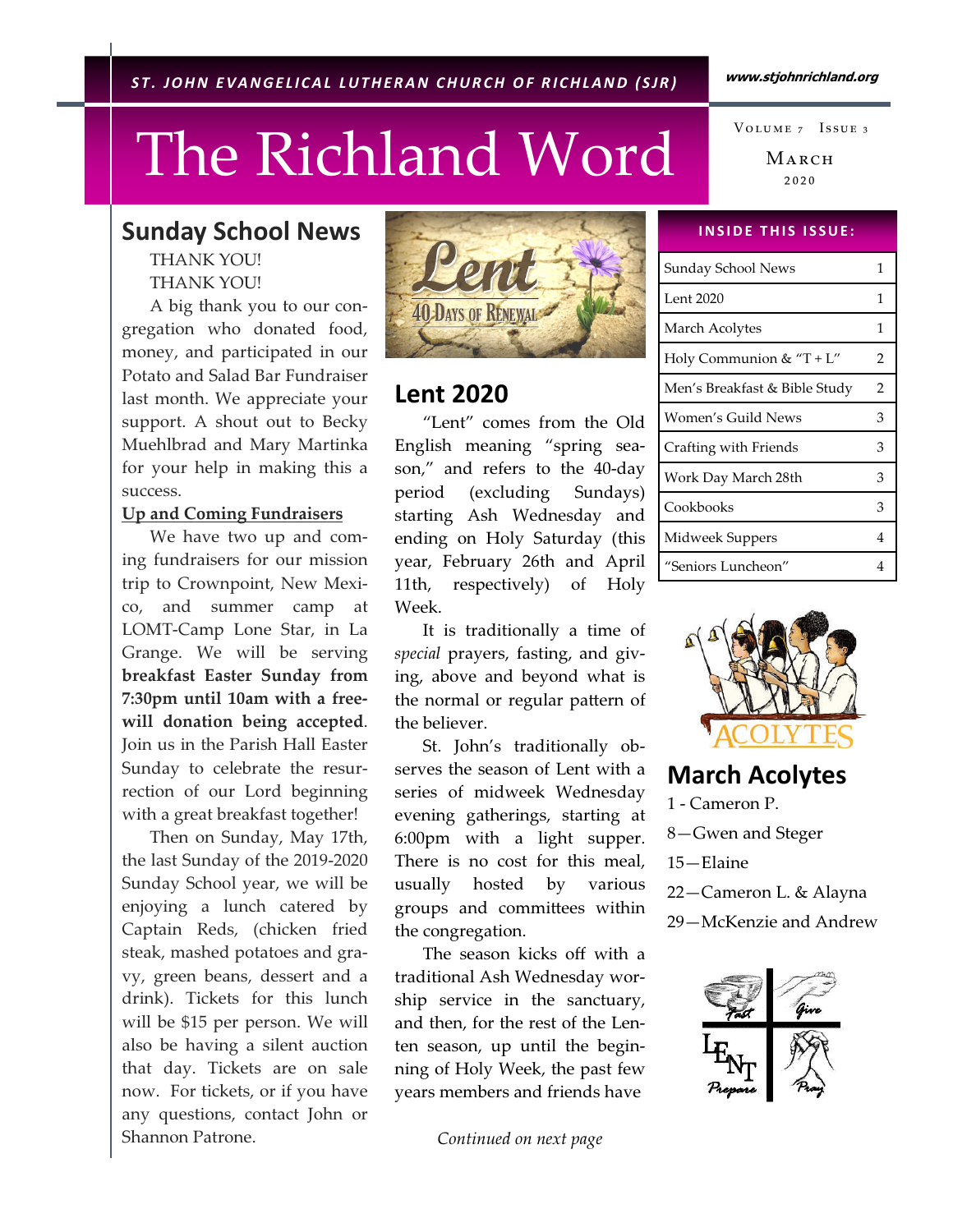ST. JOHN EVANGELICAL LUTHERAN CHURCH OF RICHLAND (SJR)

www.stjohnrichland.org

# The Richland Word

Volume 7 Issue 3

March 2020

**INSIDE THIS ISSUE:**

| | |
|---|---|
| Sunday School News | 1 |
| Lent 2020 | 1 |
| March Acolytes | 1 |
| Holy Communion & "T + L" | 2 |
| Men's Breakfast & Bible Study | 2 |
| Women's Guild News | 3 |
| Crafting with Friends | 3 |
| Work Day March 28th | 3 |
| Cookbooks | 3 |
| Midweek Suppers | 4 |
| "Seniors Luncheon" | 4 |

## Sunday School News

THANK YOU!
THANK YOU!

A big thank you to our congregation who donated food, money, and participated in our Potato and Salad Bar Fundraiser last month. We appreciate your support. A shout out to Becky Muehlbrad and Mary Martinka for your help in making this a success.

**Up and Coming Fundraisers**

We have two up and coming fundraisers for our mission trip to Crownpoint, New Mexico, and summer camp at LOMT-Camp Lone Star, in La Grange. We will be serving **breakfast Easter Sunday from 7:30pm until 10am with a free-will donation being accepted**. Join us in the Parish Hall Easter Sunday to celebrate the resurrection of our Lord beginning with a great breakfast together!

Then on Sunday, May 17th, the last Sunday of the 2019-2020 Sunday School year, we will be enjoying a lunch catered by Captain Reds, (chicken fried steak, mashed potatoes and gravy, green beans, dessert and a drink). Tickets for this lunch will be $15 per person. We will also be having a silent auction that day. Tickets are on sale now. For tickets, or if you have any questions, contact John or Shannon Patrone.

## Lent 2020

"Lent" comes from the Old English meaning "spring season," and refers to the 40-day period (excluding Sundays) starting Ash Wednesday and ending on Holy Saturday (this year, February 26th and April 11th, respectively) of Holy Week.

It is traditionally a time of *special* prayers, fasting, and giving, above and beyond what is the normal or regular pattern of the believer.

St. John's traditionally observes the season of Lent with a series of midweek Wednesday evening gatherings, starting at 6:00pm with a light supper. There is no cost for this meal, usually hosted by various groups and committees within the congregation.

The season kicks off with a traditional Ash Wednesday worship service in the sanctuary, and then, for the rest of the Lenten season, up until the beginning of Holy Week, the past few years members and friends have

*Continued on next page*

## March Acolytes

1 - Cameron P.

8—Gwen and Steger

15—Elaine

22—Cameron L. & Alayna

29—McKenzie and Andrew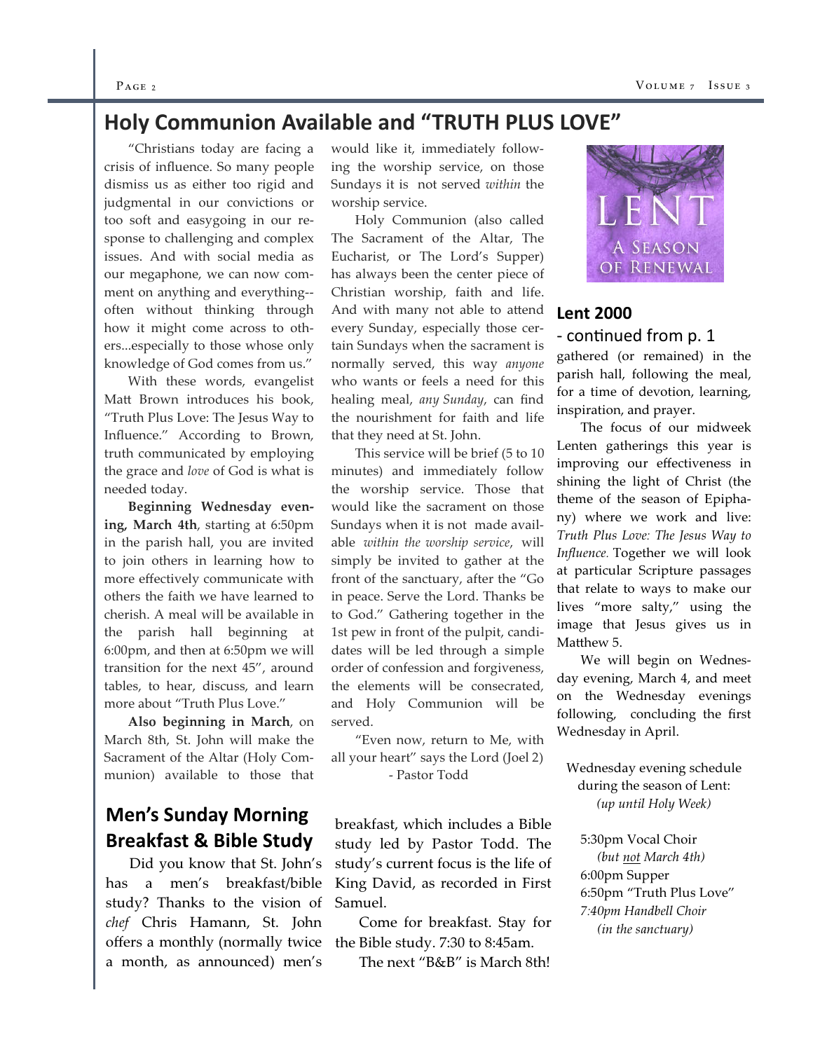## Holy Communion Available and "TRUTH PLUS LOVE"

"Christians today are facing a crisis of influence. So many people dismiss us as either too rigid and judgmental in our convictions or too soft and easygoing in our response to challenging and complex issues. And with social media as our megaphone, we can now comment on anything and everything--often without thinking through how it might come across to others...especially to those whose only knowledge of God comes from us."

With these words, evangelist Matt Brown introduces his book, "Truth Plus Love: The Jesus Way to Influence." According to Brown, truth communicated by employing the grace and *love* of God is what is needed today.

**Beginning Wednesday evening, March 4th**, starting at 6:50pm in the parish hall, you are invited to join others in learning how to more effectively communicate with others the faith we have learned to cherish. A meal will be available in the parish hall beginning at 6:00pm, and then at 6:50pm we will transition for the next 45", around tables, to hear, discuss, and learn more about "Truth Plus Love."

**Also beginning in March**, on March 8th, St. John will make the Sacrament of the Altar (Holy Communion) available to those that would like it, immediately following the worship service, on those Sundays it is not served *within* the worship service.

Holy Communion (also called The Sacrament of the Altar, The Eucharist, or The Lord's Supper) has always been the center piece of Christian worship, faith and life. And with many not able to attend every Sunday, especially those certain Sundays when the sacrament is normally served, this way *anyone* who wants or feels a need for this healing meal, *any Sunday*, can find the nourishment for faith and life that they need at St. John.

This service will be brief (5 to 10 minutes) and immediately follow the worship service. Those that would like the sacrament on those Sundays when it is not made available *within the worship service*, will simply be invited to gather at the front of the sanctuary, after the "Go in peace. Serve the Lord. Thanks be to God." Gathering together in the 1st pew in front of the pulpit, candidates will be led through a simple order of confession and forgiveness, the elements will be consecrated, and Holy Communion will be served.

"Even now, return to Me, with all your heart" says the Lord (Joel 2)

- Pastor Todd

## Men's Sunday Morning Breakfast & Bible Study

Did you know that St. John's has a men's breakfast/bible study? Thanks to the vision of *chef* Chris Hamann, St. John offers a monthly (normally twice a month, as announced) men's breakfast, which includes a Bible study led by Pastor Todd. The study's current focus is the life of King David, as recorded in First Samuel.

Come for breakfast. Stay for the Bible study. 7:30 to 8:45am.

The next "B&B" is March 8th!

LENT

A SEASON OF RENEWAL

## Lent 2000

### - continued from p. 1

gathered (or remained) in the parish hall, following the meal, for a time of devotion, learning, inspiration, and prayer.

The focus of our midweek Lenten gatherings this year is improving our effectiveness in shining the light of Christ (the theme of the season of Epiphany) where we work and live: *Truth Plus Love: The Jesus Way to Influence.* Together we will look at particular Scripture passages that relate to ways to make our lives "more salty," using the image that Jesus gives us in Matthew 5.

We will begin on Wednesday evening, March 4, and meet on the Wednesday evenings following, concluding the first Wednesday in April.

Wednesday evening schedule during the season of Lent:
*(up until Holy Week)*

5:30pm Vocal Choir
*(but not March 4th)*
6:00pm Supper
6:50pm "Truth Plus Love"
*7:40pm Handbell Choir*
*(in the sanctuary)*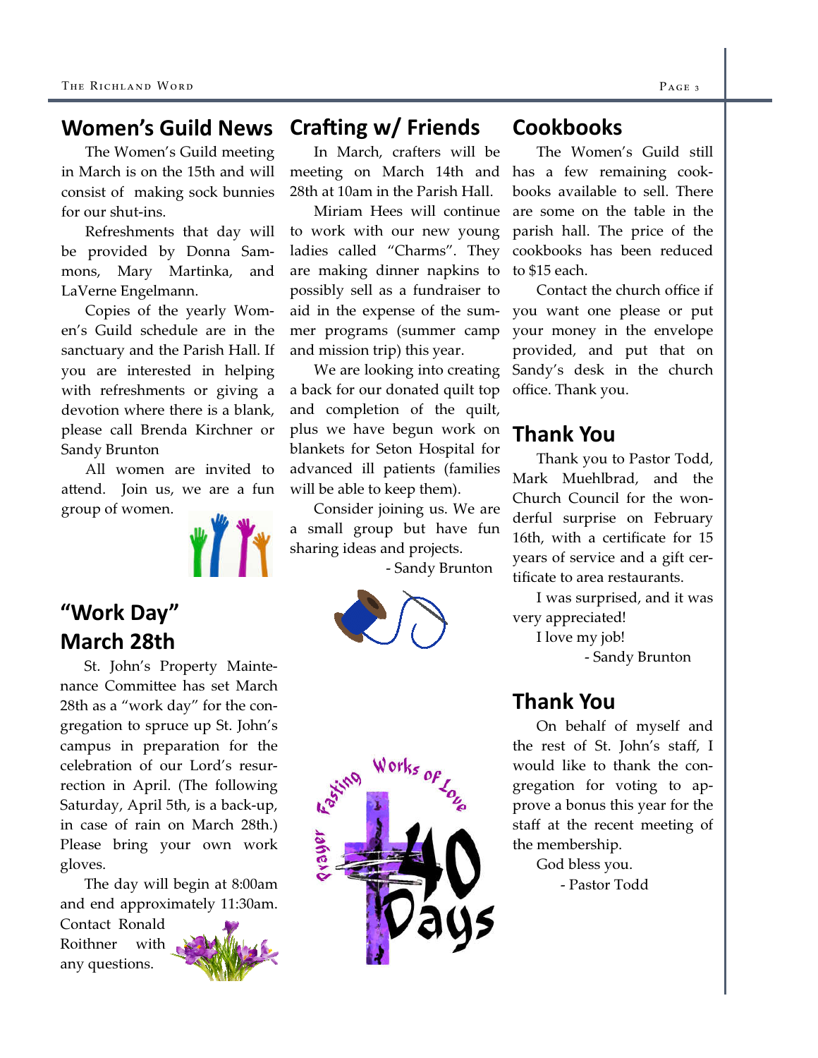## Women's Guild News

The Women's Guild meeting in March is on the 15th and will consist of making sock bunnies for our shut-ins.

Refreshments that day will be provided by Donna Sammons, Mary Martinka, and LaVerne Engelmann.

Copies of the yearly Women's Guild schedule are in the sanctuary and the Parish Hall. If you are interested in helping with refreshments or giving a devotion where there is a blank, please call Brenda Kirchner or Sandy Brunton

All women are invited to attend. Join us, we are a fun group of women.

## "Work Day" March 28th

St. John's Property Maintenance Committee has set March 28th as a "work day" for the congregation to spruce up St. John's campus in preparation for the celebration of our Lord's resurrection in April. (The following Saturday, April 5th, is a back-up, in case of rain on March 28th.) Please bring your own work gloves.

The day will begin at 8:00am and end approximately 11:30am. Contact Ronald Roithner with any questions.

## Crafting w/ Friends

In March, crafters will be meeting on March 14th and 28th at 10am in the Parish Hall.

Miriam Hees will continue to work with our new young ladies called "Charms". They are making dinner napkins to possibly sell as a fundraiser to aid in the expense of the summer programs (summer camp and mission trip) this year.

We are looking into creating a back for our donated quilt top and completion of the quilt, plus we have begun work on blankets for Seton Hospital for advanced ill patients (families will be able to keep them).

Consider joining us. We are a small group but have fun sharing ideas and projects.

- Sandy Brunton

## Cookbooks

The Women's Guild still has a few remaining cookbooks available to sell. There are some on the table in the parish hall. The price of the cookbooks has been reduced to $15 each.

Contact the church office if you want one please or put your money in the envelope provided, and put that on Sandy's desk in the church office. Thank you.

## Thank You

Thank you to Pastor Todd, Mark Muehlbrad, and the Church Council for the wonderful surprise on February 16th, with a certificate for 15 years of service and a gift certificate to area restaurants.

I was surprised, and it was very appreciated!

I love my job!

- Sandy Brunton

## Thank You

On behalf of myself and the rest of St. John's staff, I would like to thank the congregation for voting to approve a bonus this year for the staff at the recent meeting of the membership.

God bless you.

- Pastor Todd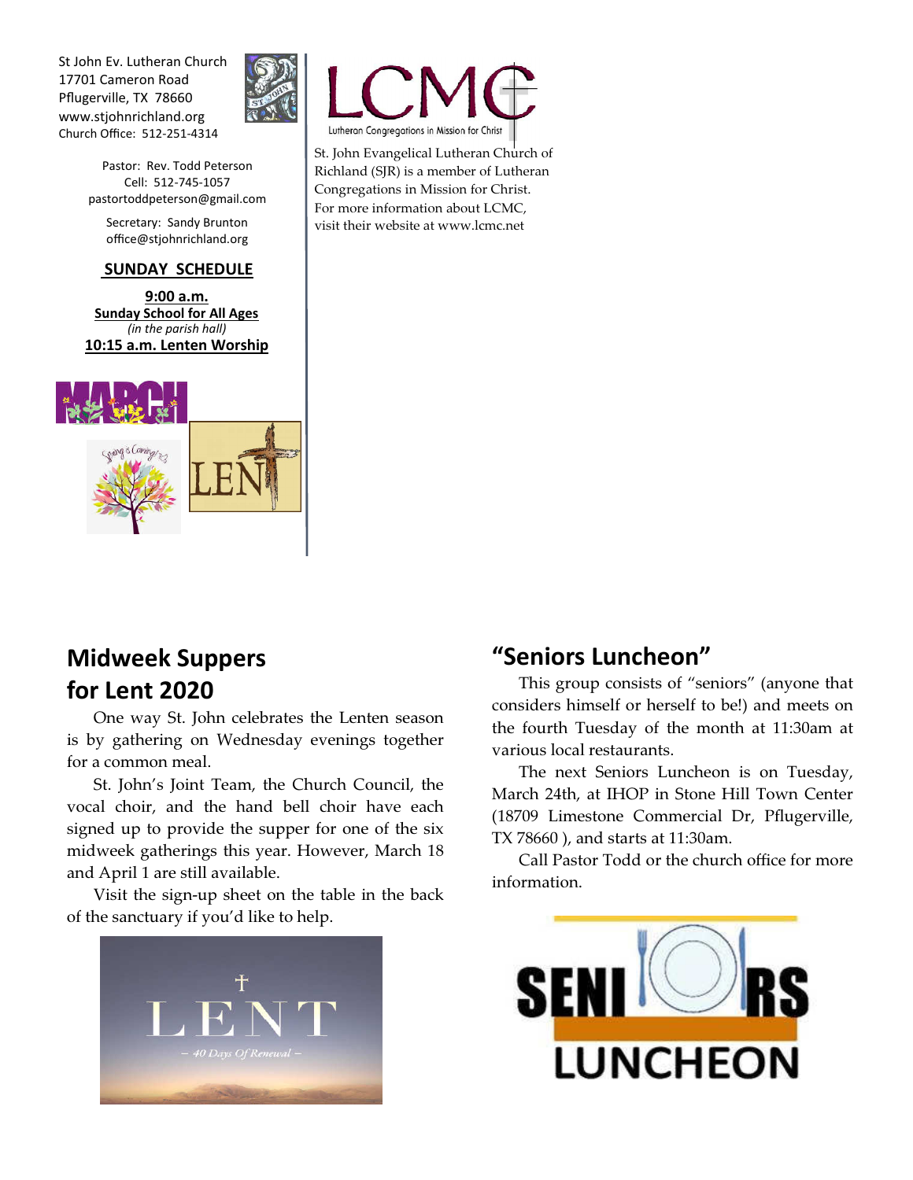St John Ev. Lutheran Church
17701 Cameron Road
Pflugerville, TX 78660
www.stjohnrichland.org
Church Office: 512-251-4314

Pastor: Rev. Todd Peterson
Cell: 512-745-1057
pastortoddpeterson@gmail.com

Secretary: Sandy Brunton
office@stjohnrichland.org

**SUNDAY SCHEDULE**

**9:00 a.m.**
**Sunday School for All Ages**
*(in the parish hall)*
**10:15 a.m. Lenten Worship**

St. John Evangelical Lutheran Church of Richland (SJR) is a member of Lutheran Congregations in Mission for Christ. For more information about LCMC, visit their website at www.lcmc.net

## Midweek Suppers for Lent 2020

One way St. John celebrates the Lenten season is by gathering on Wednesday evenings together for a common meal.

St. John's Joint Team, the Church Council, the vocal choir, and the hand bell choir have each signed up to provide the supper for one of the six midweek gatherings this year. However, March 18 and April 1 are still available.

Visit the sign-up sheet on the table in the back of the sanctuary if you'd like to help.

## "Seniors Luncheon"

This group consists of "seniors" (anyone that considers himself or herself to be!) and meets on the fourth Tuesday of the month at 11:30am at various local restaurants.

The next Seniors Luncheon is on Tuesday, March 24th, at IHOP in Stone Hill Town Center (18709 Limestone Commercial Dr, Pflugerville, TX 78660 ), and starts at 11:30am.

Call Pastor Todd or the church office for more information.